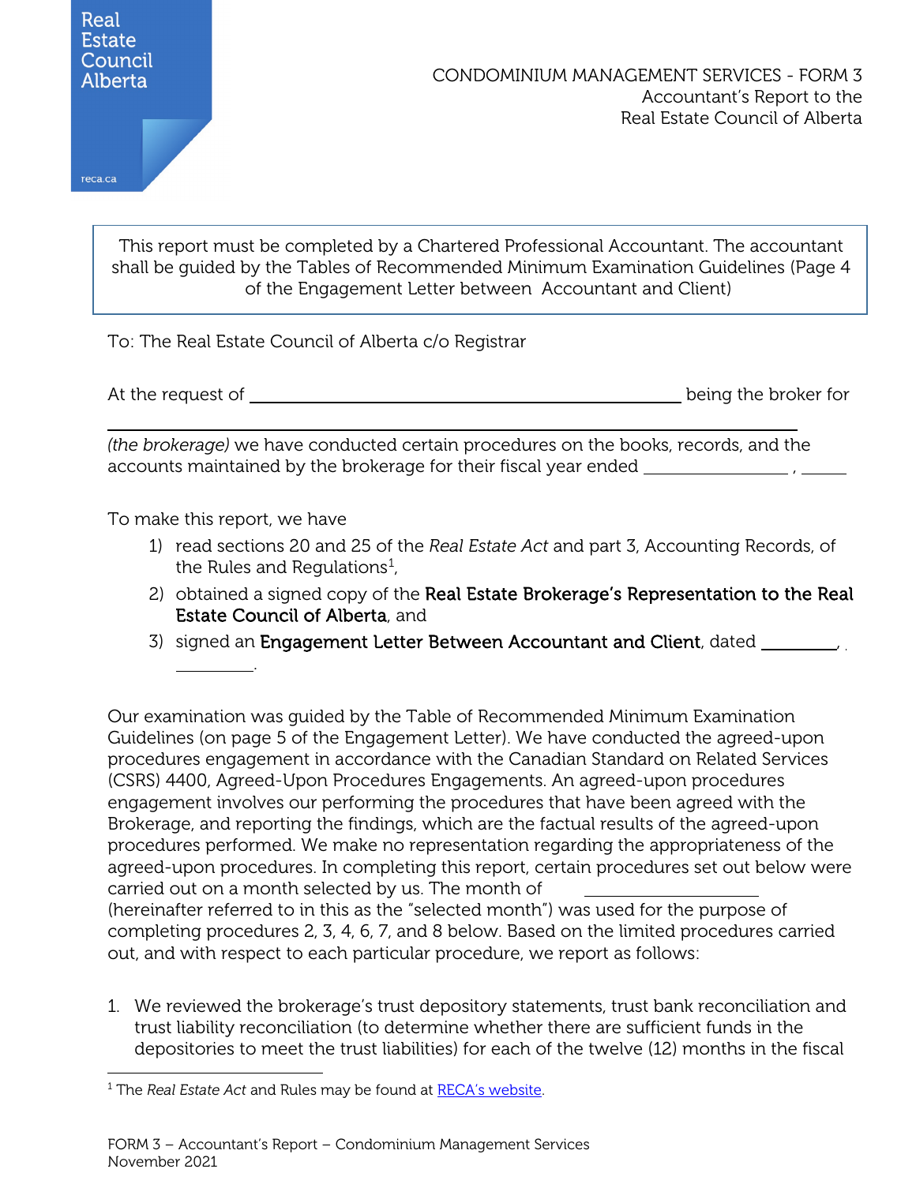Real Estate Council Alberta

reca.ca

# CONDOMINIUM MANAGEMENT SERVICES - FORM 3
## Accountant's Report to the Real Estate Council of Alberta

> This report must be completed by a Chartered Professional Accountant. The accountant shall be guided by the Tables of Recommended Minimum Examination Guidelines (Page 4 of the Engagement Letter between Accountant and Client)

To: The Real Estate Council of Alberta c/o Registrar

At the request of ______________________________ being the broker for ______________________________ *(the brokerage)* we have conducted certain procedures on the books, records, and the accounts maintained by the brokerage for their fiscal year ended ______________, ______

To make this report, we have

1) read sections 20 and 25 of the *Real Estate Act* and part 3, Accounting Records, of the Rules and Regulations[1],
2) obtained a signed copy of the **Real Estate Brokerage's Representation to the Real Estate Council of Alberta**, and
3) signed an **Engagement Letter Between Accountant and Client**, dated __________, __________.

Our examination was guided by the Table of Recommended Minimum Examination Guidelines (on page 5 of the Engagement Letter). We have conducted the agreed-upon procedures engagement in accordance with the Canadian Standard on Related Services (CSRS) 4400, Agreed-Upon Procedures Engagements. An agreed-upon procedures engagement involves our performing the procedures that have been agreed with the Brokerage, and reporting the findings, which are the factual results of the agreed-upon procedures performed. We make no representation regarding the appropriateness of the agreed-upon procedures. In completing this report, certain procedures set out below were carried out on a month selected by us. The month of ______________ (hereinafter referred to in this as the "selected month") was used for the purpose of completing procedures 2, 3, 4, 6, 7, and 8 below. Based on the limited procedures carried out, and with respect to each particular procedure, we report as follows:

1. We reviewed the brokerage's trust depository statements, trust bank reconciliation and trust liability reconciliation (to determine whether there are sufficient funds in the depositories to meet the trust liabilities) for each of the twelve (12) months in the fiscal

[1] The *Real Estate Act* and Rules may be found at [RECA's website](https://reca.ca).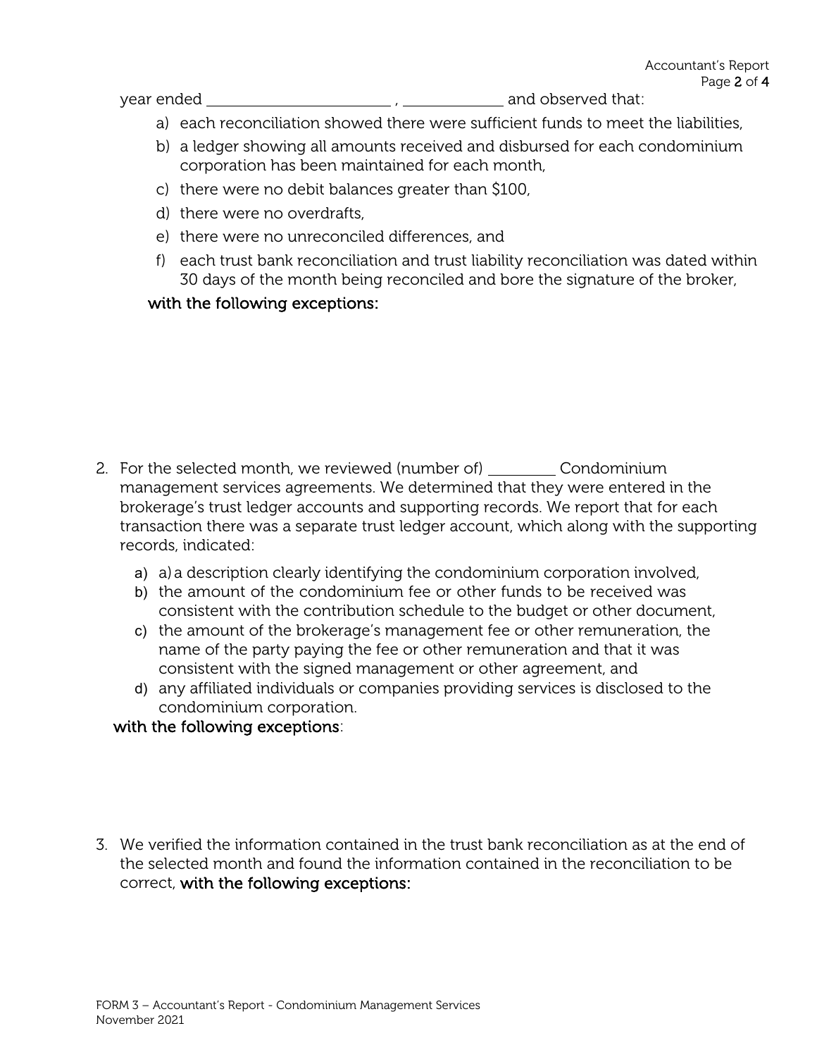year ended \_\_\_\_\_\_\_\_\_\_\_\_\_\_\_\_\_\_\_\_\_\_\_ , \_\_\_\_\_\_\_\_\_\_\_\_ and observed that:

a) each reconciliation showed there were sufficient funds to meet the liabilities,

b) a ledger showing all amounts received and disbursed for each condominium corporation has been maintained for each month,

c) there were no debit balances greater than $100,

d) there were no overdrafts,

e) there were no unreconciled differences, and

f) each trust bank reconciliation and trust liability reconciliation was dated within 30 days of the month being reconciled and bore the signature of the broker,

with the following exceptions:

2. For the selected month, we reviewed (number of) \_\_\_\_\_\_\_\_ Condominium management services agreements. We determined that they were entered in the brokerage's trust ledger accounts and supporting records. We report that for each transaction there was a separate trust ledger account, which along with the supporting records, indicated:

   a) a) a description clearly identifying the condominium corporation involved,

   b) the amount of the condominium fee or other funds to be received was consistent with the contribution schedule to the budget or other document,

   c) the amount of the brokerage's management fee or other remuneration, the name of the party paying the fee or other remuneration and that it was consistent with the signed management or other agreement, and

   d) any affiliated individuals or companies providing services is disclosed to the condominium corporation.

   with the following exceptions:

3. We verified the information contained in the trust bank reconciliation as at the end of the selected month and found the information contained in the reconciliation to be correct, with the following exceptions: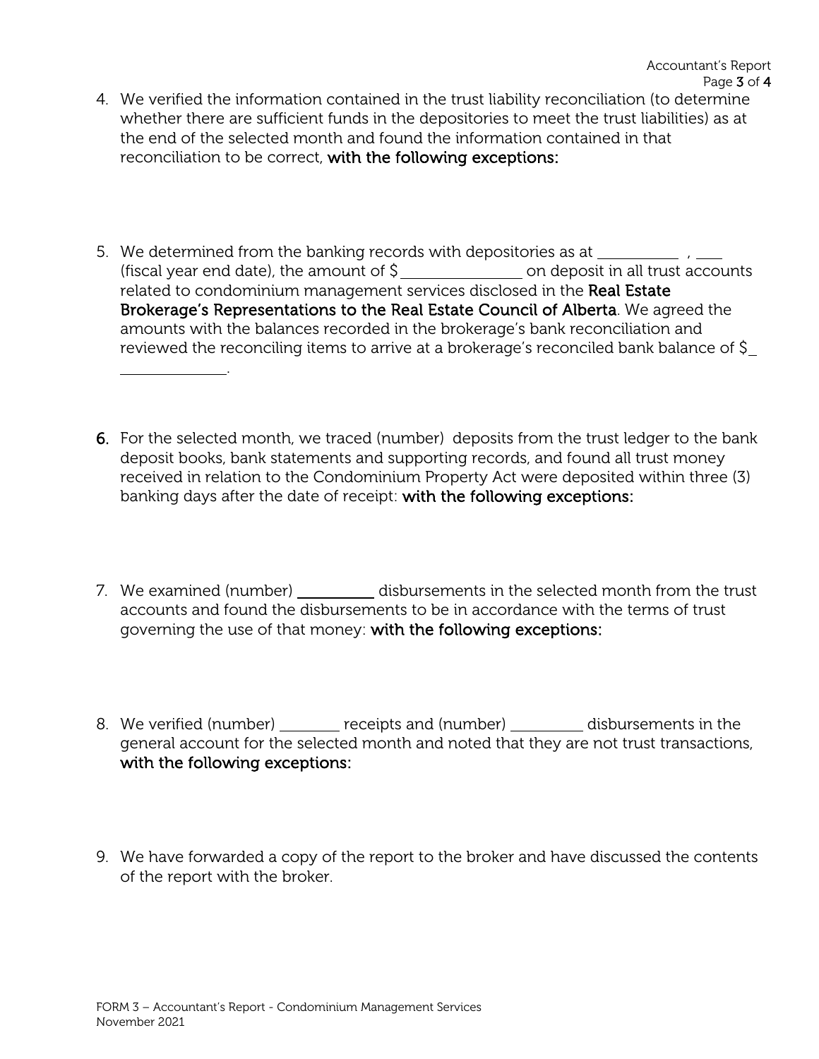4. We verified the information contained in the trust liability reconciliation (to determine whether there are sufficient funds in the depositories to meet the trust liabilities) as at the end of the selected month and found the information contained in that reconciliation to be correct, **with the following exceptions:**

5. We determined from the banking records with depositories as at __________ , ___ (fiscal year end date), the amount of $ _______________ on deposit in all trust accounts related to condominium management services disclosed in the **Real Estate Brokerage's Representations to the Real Estate Council of Alberta**. We agreed the amounts with the balances recorded in the brokerage's bank reconciliation and reviewed the reconciling items to arrive at a brokerage's reconciled bank balance of $ ______________.

6. For the selected month, we traced (number) deposits from the trust ledger to the bank deposit books, bank statements and supporting records, and found all trust money received in relation to the Condominium Property Act were deposited within three (3) banking days after the date of receipt: **with the following exceptions:**

7. We examined (number) __________ disbursements in the selected month from the trust accounts and found the disbursements to be in accordance with the terms of trust governing the use of that money: **with the following exceptions:**

8. We verified (number) ________ receipts and (number) _________ disbursements in the general account for the selected month and noted that they are not trust transactions, **with the following exceptions:**

9. We have forwarded a copy of the report to the broker and have discussed the contents of the report with the broker.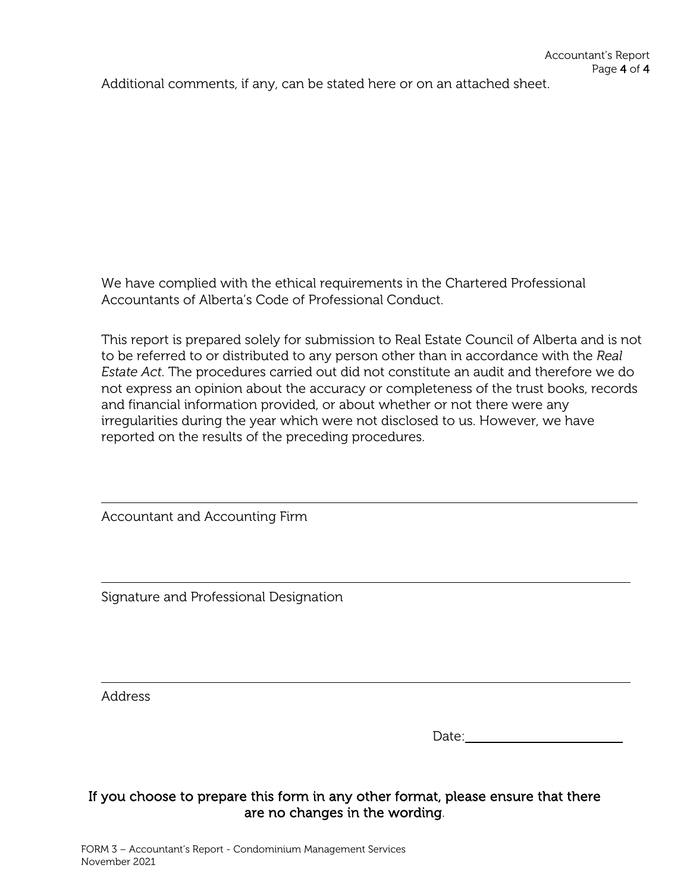Additional comments, if any, can be stated here or on an attached sheet.

We have complied with the ethical requirements in the Chartered Professional Accountants of Alberta's Code of Professional Conduct.

This report is prepared solely for submission to Real Estate Council of Alberta and is not to be referred to or distributed to any person other than in accordance with the *Real Estate Act*. The procedures carried out did not constitute an audit and therefore we do not express an opinion about the accuracy or completeness of the trust books, records and financial information provided, or about whether or not there were any irregularities during the year which were not disclosed to us. However, we have reported on the results of the preceding procedures.

\_\_\_\_\_\_\_\_\_\_\_\_\_\_\_\_\_\_\_\_\_\_\_\_\_\_\_\_\_\_\_\_\_\_\_\_\_\_\_\_\_\_\_\_\_\_\_\_\_\_\_\_\_\_\_\_\_\_\_\_

Accountant and Accounting Firm

\_\_\_\_\_\_\_\_\_\_\_\_\_\_\_\_\_\_\_\_\_\_\_\_\_\_\_\_\_\_\_\_\_\_\_\_\_\_\_\_\_\_\_\_\_\_\_\_\_\_\_\_\_\_\_\_\_\_\_\_

Signature and Professional Designation

\_\_\_\_\_\_\_\_\_\_\_\_\_\_\_\_\_\_\_\_\_\_\_\_\_\_\_\_\_\_\_\_\_\_\_\_\_\_\_\_\_\_\_\_\_\_\_\_\_\_\_\_\_\_\_\_\_\_\_\_

Address

Date:\_\_\_\_\_\_\_\_\_\_\_\_\_\_\_\_\_\_\_\_\_\_\_\_

**If you choose to prepare this form in any other format, please ensure that there are no changes in the wording**.

FORM 3 – Accountant's Report - Condominium Management Services
November 2021